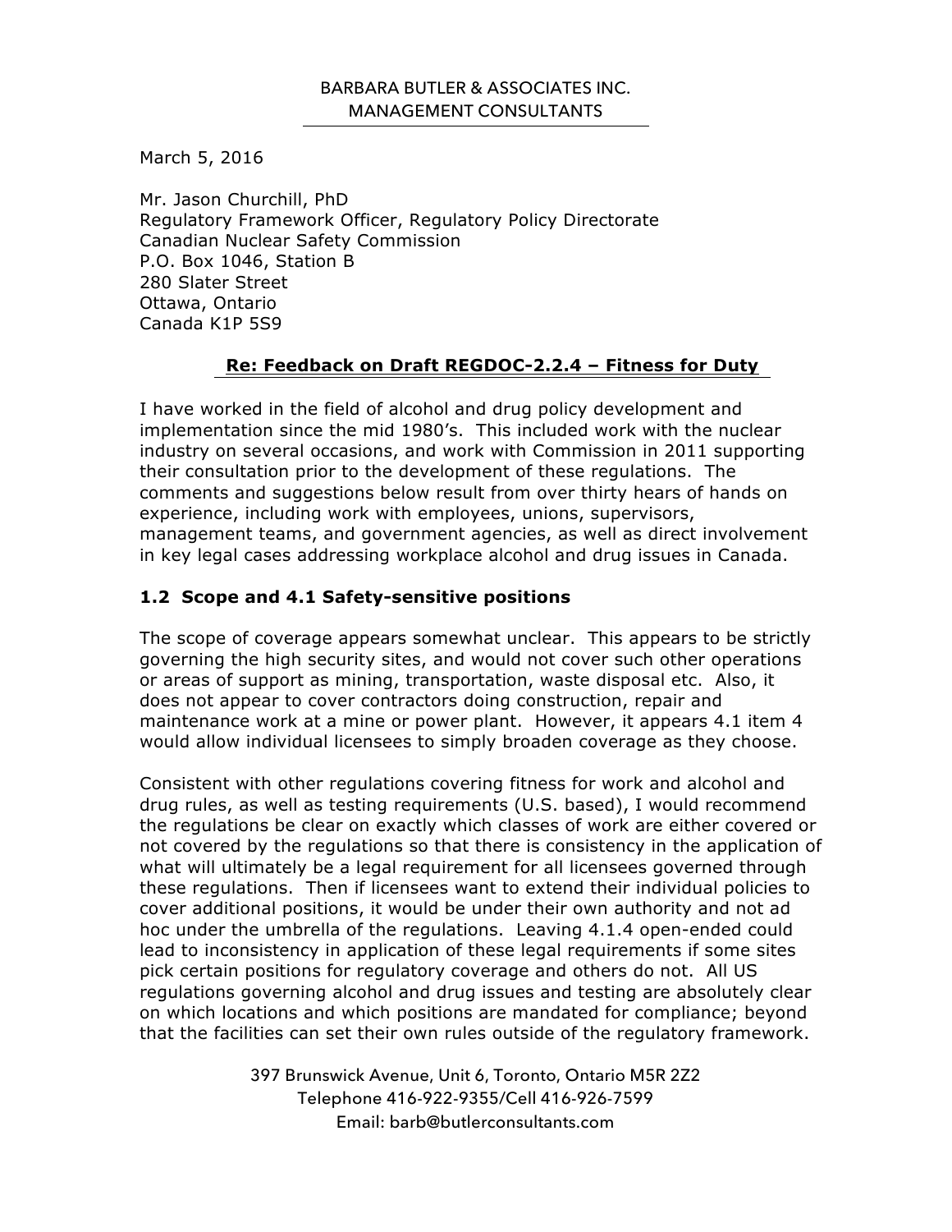BARBARA BUTLER & ASSOCIATES INC.
MANAGEMENT CONSULTANTS

March 5, 2016

Mr. Jason Churchill, PhD
Regulatory Framework Officer, Regulatory Policy Directorate
Canadian Nuclear Safety Commission
P.O. Box 1046, Station B
280 Slater Street
Ottawa, Ontario
Canada K1P 5S9

**Re: Feedback on Draft REGDOC-2.2.4 – Fitness for Duty**

I have worked in the field of alcohol and drug policy development and implementation since the mid 1980's. This included work with the nuclear industry on several occasions, and work with Commission in 2011 supporting their consultation prior to the development of these regulations. The comments and suggestions below result from over thirty hears of hands on experience, including work with employees, unions, supervisors, management teams, and government agencies, as well as direct involvement in key legal cases addressing workplace alcohol and drug issues in Canada.

### 1.2 Scope and 4.1 Safety-sensitive positions

The scope of coverage appears somewhat unclear. This appears to be strictly governing the high security sites, and would not cover such other operations or areas of support as mining, transportation, waste disposal etc. Also, it does not appear to cover contractors doing construction, repair and maintenance work at a mine or power plant. However, it appears 4.1 item 4 would allow individual licensees to simply broaden coverage as they choose.

Consistent with other regulations covering fitness for work and alcohol and drug rules, as well as testing requirements (U.S. based), I would recommend the regulations be clear on exactly which classes of work are either covered or not covered by the regulations so that there is consistency in the application of what will ultimately be a legal requirement for all licensees governed through these regulations. Then if licensees want to extend their individual policies to cover additional positions, it would be under their own authority and not ad hoc under the umbrella of the regulations. Leaving 4.1.4 open-ended could lead to inconsistency in application of these legal requirements if some sites pick certain positions for regulatory coverage and others do not. All US regulations governing alcohol and drug issues and testing are absolutely clear on which locations and which positions are mandated for compliance; beyond that the facilities can set their own rules outside of the regulatory framework.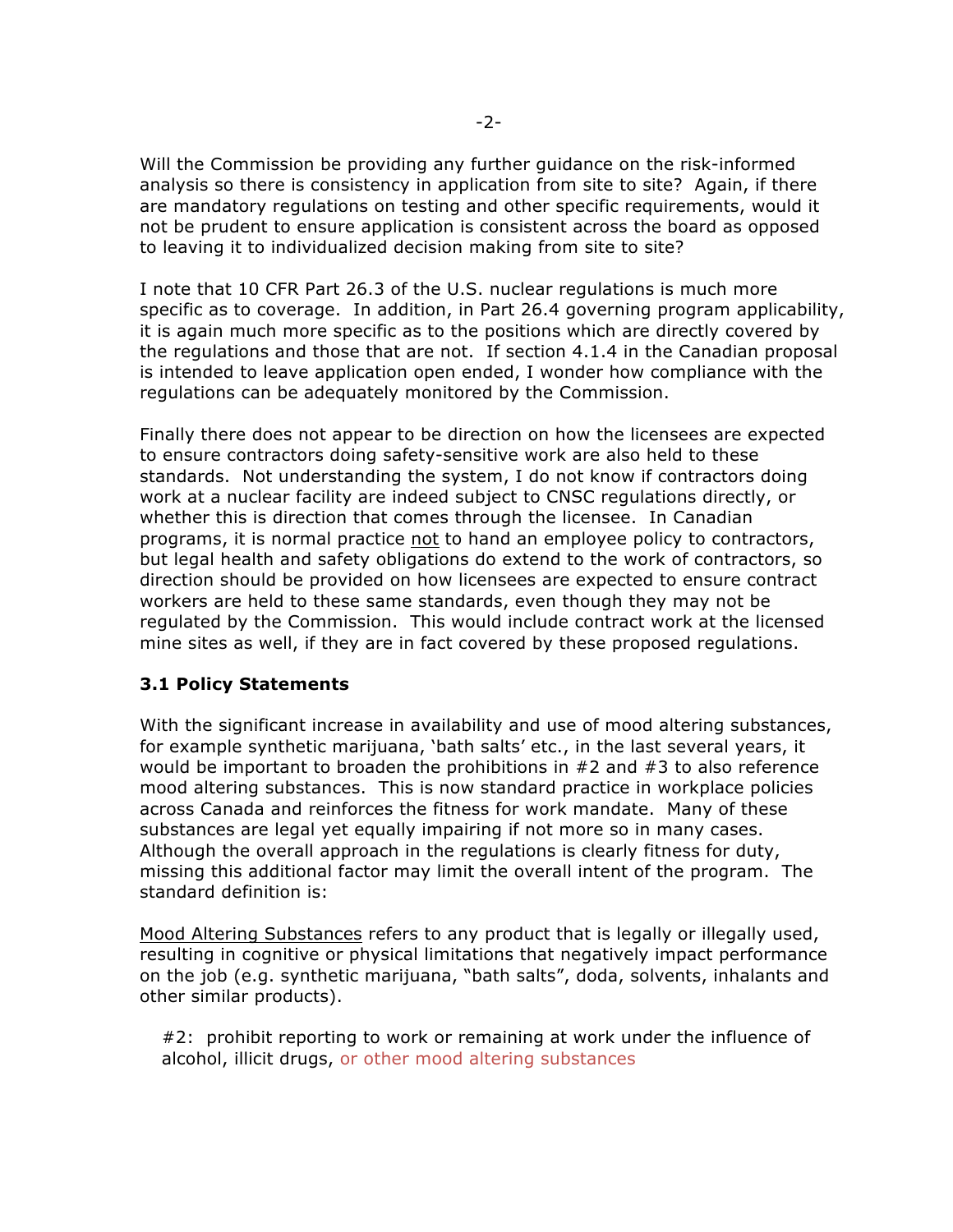Will the Commission be providing any further guidance on the risk-informed analysis so there is consistency in application from site to site? Again, if there are mandatory regulations on testing and other specific requirements, would it not be prudent to ensure application is consistent across the board as opposed to leaving it to individualized decision making from site to site?

I note that 10 CFR Part 26.3 of the U.S. nuclear regulations is much more specific as to coverage. In addition, in Part 26.4 governing program applicability, it is again much more specific as to the positions which are directly covered by the regulations and those that are not. If section 4.1.4 in the Canadian proposal is intended to leave application open ended, I wonder how compliance with the regulations can be adequately monitored by the Commission.

Finally there does not appear to be direction on how the licensees are expected to ensure contractors doing safety-sensitive work are also held to these standards. Not understanding the system, I do not know if contractors doing work at a nuclear facility are indeed subject to CNSC regulations directly, or whether this is direction that comes through the licensee. In Canadian programs, it is normal practice <u>not</u> to hand an employee policy to contractors, but legal health and safety obligations do extend to the work of contractors, so direction should be provided on how licensees are expected to ensure contract workers are held to these same standards, even though they may not be regulated by the Commission. This would include contract work at the licensed mine sites as well, if they are in fact covered by these proposed regulations.

### 3.1 Policy Statements

With the significant increase in availability and use of mood altering substances, for example synthetic marijuana, 'bath salts' etc., in the last several years, it would be important to broaden the prohibitions in #2 and #3 to also reference mood altering substances. This is now standard practice in workplace policies across Canada and reinforces the fitness for work mandate. Many of these substances are legal yet equally impairing if not more so in many cases. Although the overall approach in the regulations is clearly fitness for duty, missing this additional factor may limit the overall intent of the program. The standard definition is:

<u>Mood Altering Substances</u> refers to any product that is legally or illegally used, resulting in cognitive or physical limitations that negatively impact performance on the job (e.g. synthetic marijuana, "bath salts", doda, solvents, inhalants and other similar products).

> #2: prohibit reporting to work or remaining at work under the influence of alcohol, illicit drugs, or other mood altering substances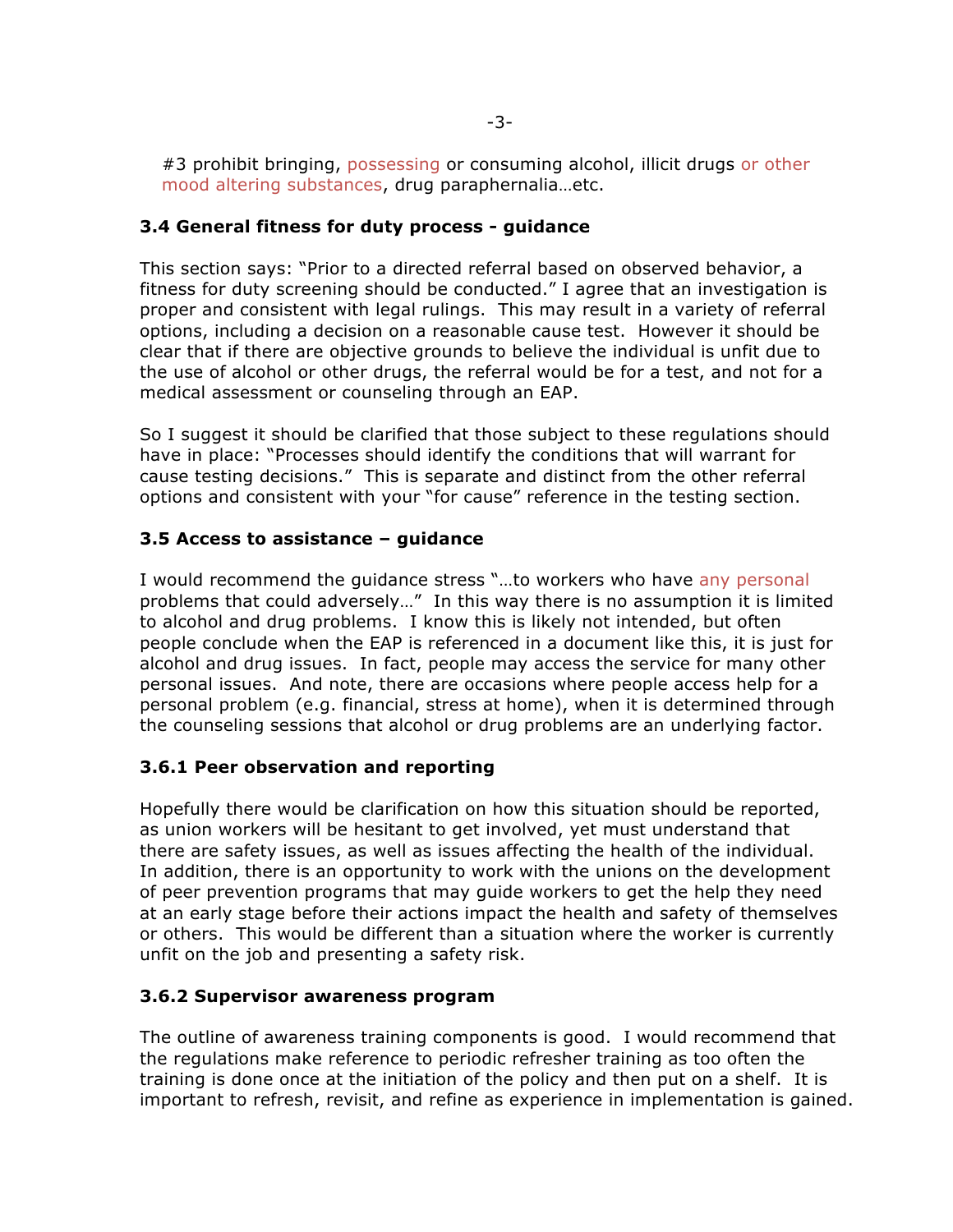#3 prohibit bringing, possessing or consuming alcohol, illicit drugs or other mood altering substances, drug paraphernalia…etc.

### 3.4 General fitness for duty process - guidance

This section says: "Prior to a directed referral based on observed behavior, a fitness for duty screening should be conducted." I agree that an investigation is proper and consistent with legal rulings. This may result in a variety of referral options, including a decision on a reasonable cause test. However it should be clear that if there are objective grounds to believe the individual is unfit due to the use of alcohol or other drugs, the referral would be for a test, and not for a medical assessment or counseling through an EAP.

So I suggest it should be clarified that those subject to these regulations should have in place: "Processes should identify the conditions that will warrant for cause testing decisions." This is separate and distinct from the other referral options and consistent with your "for cause" reference in the testing section.

### 3.5 Access to assistance – guidance

I would recommend the guidance stress "…to workers who have any personal problems that could adversely…" In this way there is no assumption it is limited to alcohol and drug problems. I know this is likely not intended, but often people conclude when the EAP is referenced in a document like this, it is just for alcohol and drug issues. In fact, people may access the service for many other personal issues. And note, there are occasions where people access help for a personal problem (e.g. financial, stress at home), when it is determined through the counseling sessions that alcohol or drug problems are an underlying factor.

### 3.6.1 Peer observation and reporting

Hopefully there would be clarification on how this situation should be reported, as union workers will be hesitant to get involved, yet must understand that there are safety issues, as well as issues affecting the health of the individual. In addition, there is an opportunity to work with the unions on the development of peer prevention programs that may guide workers to get the help they need at an early stage before their actions impact the health and safety of themselves or others. This would be different than a situation where the worker is currently unfit on the job and presenting a safety risk.

### 3.6.2 Supervisor awareness program

The outline of awareness training components is good. I would recommend that the regulations make reference to periodic refresher training as too often the training is done once at the initiation of the policy and then put on a shelf. It is important to refresh, revisit, and refine as experience in implementation is gained.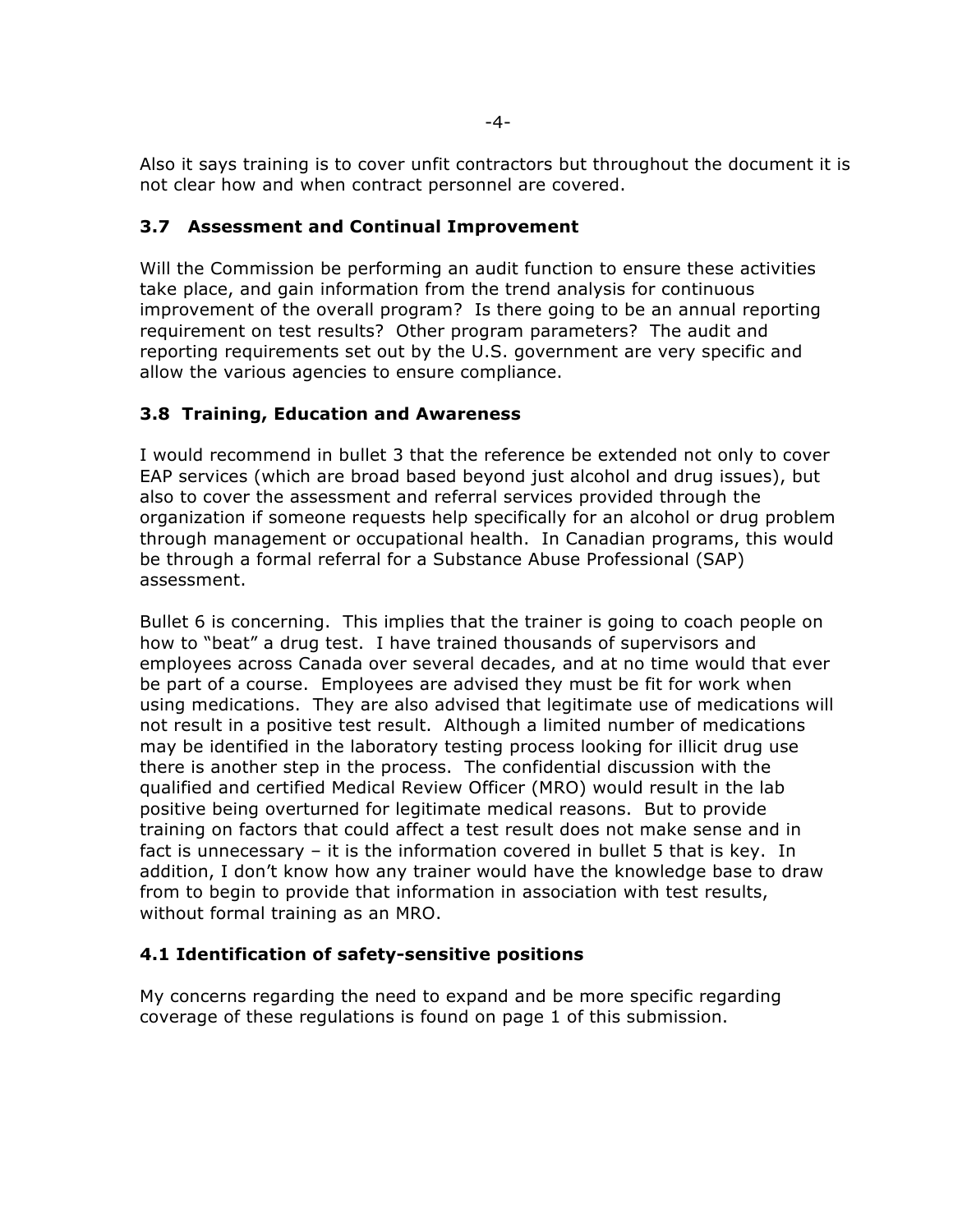Also it says training is to cover unfit contractors but throughout the document it is not clear how and when contract personnel are covered.

### 3.7 Assessment and Continual Improvement

Will the Commission be performing an audit function to ensure these activities take place, and gain information from the trend analysis for continuous improvement of the overall program? Is there going to be an annual reporting requirement on test results? Other program parameters? The audit and reporting requirements set out by the U.S. government are very specific and allow the various agencies to ensure compliance.

### 3.8 Training, Education and Awareness

I would recommend in bullet 3 that the reference be extended not only to cover EAP services (which are broad based beyond just alcohol and drug issues), but also to cover the assessment and referral services provided through the organization if someone requests help specifically for an alcohol or drug problem through management or occupational health. In Canadian programs, this would be through a formal referral for a Substance Abuse Professional (SAP) assessment.

Bullet 6 is concerning. This implies that the trainer is going to coach people on how to "beat" a drug test. I have trained thousands of supervisors and employees across Canada over several decades, and at no time would that ever be part of a course. Employees are advised they must be fit for work when using medications. They are also advised that legitimate use of medications will not result in a positive test result. Although a limited number of medications may be identified in the laboratory testing process looking for illicit drug use there is another step in the process. The confidential discussion with the qualified and certified Medical Review Officer (MRO) would result in the lab positive being overturned for legitimate medical reasons. But to provide training on factors that could affect a test result does not make sense and in fact is unnecessary – it is the information covered in bullet 5 that is key. In addition, I don't know how any trainer would have the knowledge base to draw from to begin to provide that information in association with test results, without formal training as an MRO.

### 4.1 Identification of safety-sensitive positions

My concerns regarding the need to expand and be more specific regarding coverage of these regulations is found on page 1 of this submission.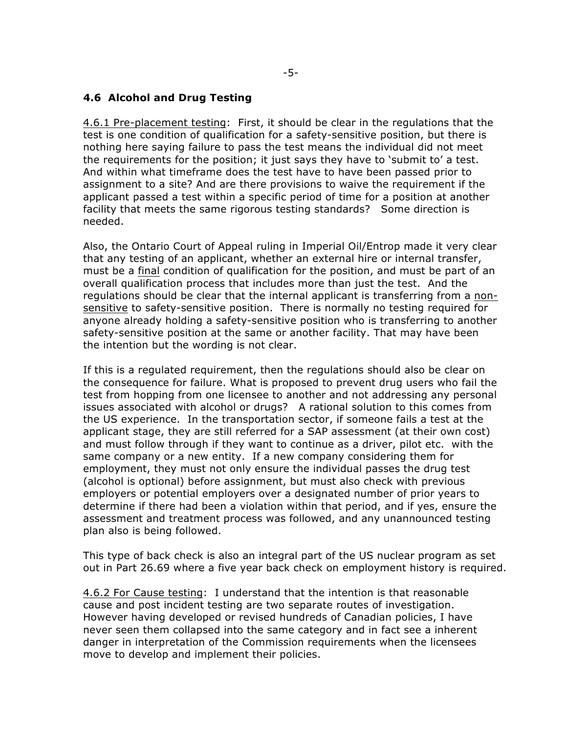## 4.6 Alcohol and Drug Testing

<u>4.6.1 Pre-placement testing</u>: First, it should be clear in the regulations that the test is one condition of qualification for a safety-sensitive position, but there is nothing here saying failure to pass the test means the individual did not meet the requirements for the position; it just says they have to 'submit to' a test. And within what timeframe does the test have to have been passed prior to assignment to a site? And are there provisions to waive the requirement if the applicant passed a test within a specific period of time for a position at another facility that meets the same rigorous testing standards? Some direction is needed.

Also, the Ontario Court of Appeal ruling in Imperial Oil/Entrop made it very clear that any testing of an applicant, whether an external hire or internal transfer, must be a <u>final</u> condition of qualification for the position, and must be part of an overall qualification process that includes more than just the test. And the regulations should be clear that the internal applicant is transferring from a <u>non-sensitive</u> to safety-sensitive position. There is normally no testing required for anyone already holding a safety-sensitive position who is transferring to another safety-sensitive position at the same or another facility. That may have been the intention but the wording is not clear.

If this is a regulated requirement, then the regulations should also be clear on the consequence for failure. What is proposed to prevent drug users who fail the test from hopping from one licensee to another and not addressing any personal issues associated with alcohol or drugs? A rational solution to this comes from the US experience. In the transportation sector, if someone fails a test at the applicant stage, they are still referred for a SAP assessment (at their own cost) and must follow through if they want to continue as a driver, pilot etc. with the same company or a new entity. If a new company considering them for employment, they must not only ensure the individual passes the drug test (alcohol is optional) before assignment, but must also check with previous employers or potential employers over a designated number of prior years to determine if there had been a violation within that period, and if yes, ensure the assessment and treatment process was followed, and any unannounced testing plan also is being followed.

This type of back check is also an integral part of the US nuclear program as set out in Part 26.69 where a five year back check on employment history is required.

<u>4.6.2 For Cause testing</u>: I understand that the intention is that reasonable cause and post incident testing are two separate routes of investigation. However having developed or revised hundreds of Canadian policies, I have never seen them collapsed into the same category and in fact see a inherent danger in interpretation of the Commission requirements when the licensees move to develop and implement their policies.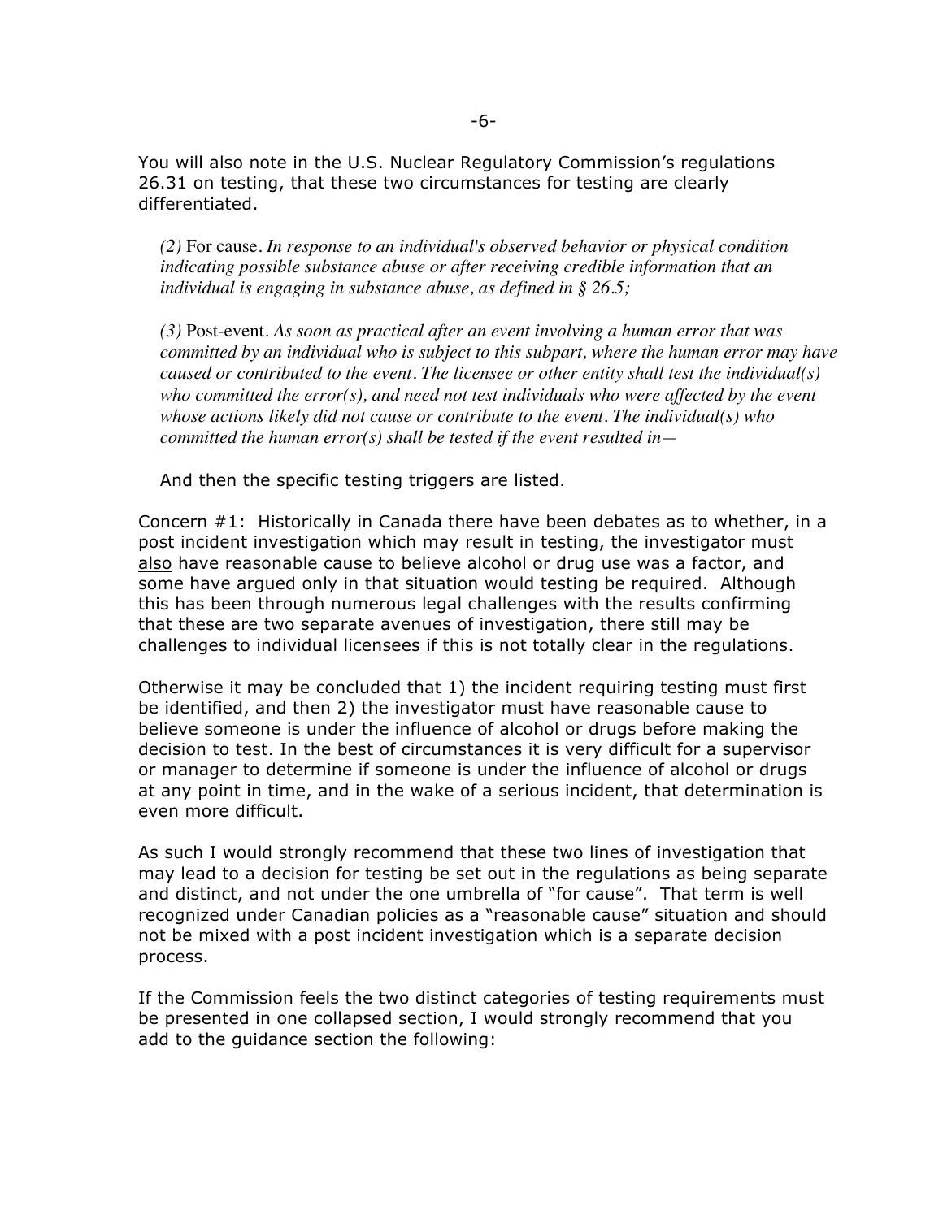You will also note in the U.S. Nuclear Regulatory Commission's regulations 26.31 on testing, that these two circumstances for testing are clearly differentiated.

> *(2)* For cause. *In response to an individual's observed behavior or physical condition indicating possible substance abuse or after receiving credible information that an individual is engaging in substance abuse, as defined in § 26.5;*
>
> *(3)* Post-event. *As soon as practical after an event involving a human error that was committed by an individual who is subject to this subpart, where the human error may have caused or contributed to the event. The licensee or other entity shall test the individual(s) who committed the error(s), and need not test individuals who were affected by the event whose actions likely did not cause or contribute to the event. The individual(s) who committed the human error(s) shall be tested if the event resulted in—*

And then the specific testing triggers are listed.

Concern #1: Historically in Canada there have been debates as to whether, in a post incident investigation which may result in testing, the investigator must <u>also</u> have reasonable cause to believe alcohol or drug use was a factor, and some have argued only in that situation would testing be required. Although this has been through numerous legal challenges with the results confirming that these are two separate avenues of investigation, there still may be challenges to individual licensees if this is not totally clear in the regulations.

Otherwise it may be concluded that 1) the incident requiring testing must first be identified, and then 2) the investigator must have reasonable cause to believe someone is under the influence of alcohol or drugs before making the decision to test. In the best of circumstances it is very difficult for a supervisor or manager to determine if someone is under the influence of alcohol or drugs at any point in time, and in the wake of a serious incident, that determination is even more difficult.

As such I would strongly recommend that these two lines of investigation that may lead to a decision for testing be set out in the regulations as being separate and distinct, and not under the one umbrella of "for cause". That term is well recognized under Canadian policies as a "reasonable cause" situation and should not be mixed with a post incident investigation which is a separate decision process.

If the Commission feels the two distinct categories of testing requirements must be presented in one collapsed section, I would strongly recommend that you add to the guidance section the following: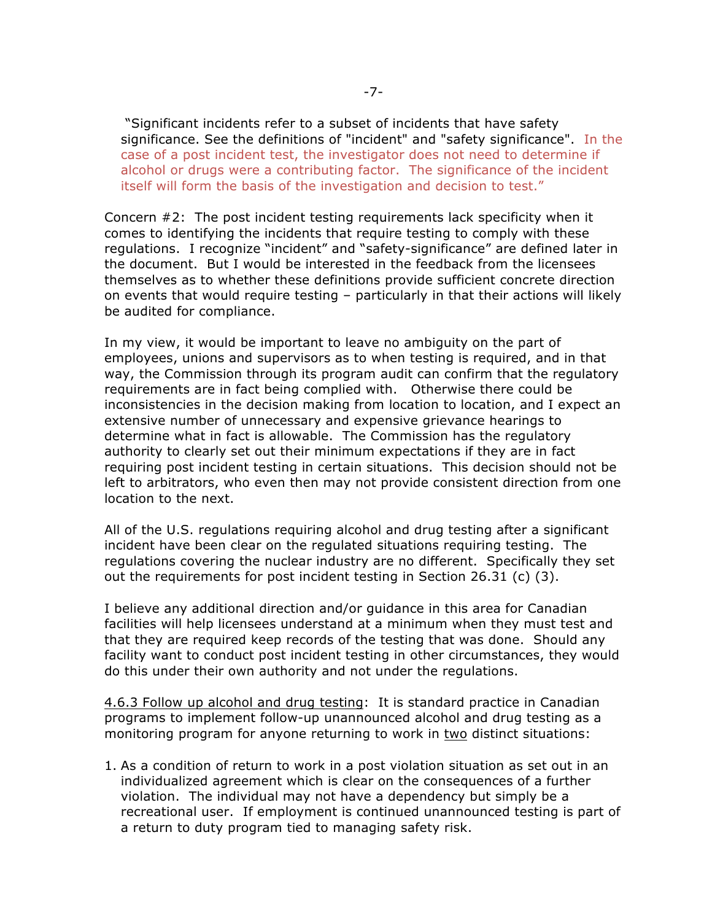"Significant incidents refer to a subset of incidents that have safety significance. See the definitions of "incident" and "safety significance". In the case of a post incident test, the investigator does not need to determine if alcohol or drugs were a contributing factor. The significance of the incident itself will form the basis of the investigation and decision to test."

Concern #2: The post incident testing requirements lack specificity when it comes to identifying the incidents that require testing to comply with these regulations. I recognize "incident" and "safety-significance" are defined later in the document. But I would be interested in the feedback from the licensees themselves as to whether these definitions provide sufficient concrete direction on events that would require testing – particularly in that their actions will likely be audited for compliance.

In my view, it would be important to leave no ambiguity on the part of employees, unions and supervisors as to when testing is required, and in that way, the Commission through its program audit can confirm that the regulatory requirements are in fact being complied with. Otherwise there could be inconsistencies in the decision making from location to location, and I expect an extensive number of unnecessary and expensive grievance hearings to determine what in fact is allowable. The Commission has the regulatory authority to clearly set out their minimum expectations if they are in fact requiring post incident testing in certain situations. This decision should not be left to arbitrators, who even then may not provide consistent direction from one location to the next.

All of the U.S. regulations requiring alcohol and drug testing after a significant incident have been clear on the regulated situations requiring testing. The regulations covering the nuclear industry are no different. Specifically they set out the requirements for post incident testing in Section 26.31 (c) (3).

I believe any additional direction and/or guidance in this area for Canadian facilities will help licensees understand at a minimum when they must test and that they are required keep records of the testing that was done. Should any facility want to conduct post incident testing in other circumstances, they would do this under their own authority and not under the regulations.

4.6.3 Follow up alcohol and drug testing: It is standard practice in Canadian programs to implement follow-up unannounced alcohol and drug testing as a monitoring program for anyone returning to work in two distinct situations:

1. As a condition of return to work in a post violation situation as set out in an individualized agreement which is clear on the consequences of a further violation. The individual may not have a dependency but simply be a recreational user. If employment is continued unannounced testing is part of a return to duty program tied to managing safety risk.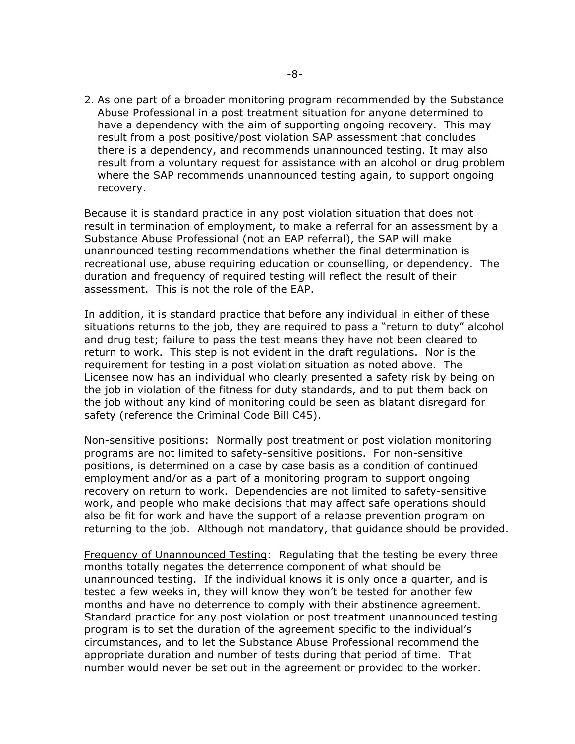2. As one part of a broader monitoring program recommended by the Substance Abuse Professional in a post treatment situation for anyone determined to have a dependency with the aim of supporting ongoing recovery. This may result from a post positive/post violation SAP assessment that concludes there is a dependency, and recommends unannounced testing. It may also result from a voluntary request for assistance with an alcohol or drug problem where the SAP recommends unannounced testing again, to support ongoing recovery.

Because it is standard practice in any post violation situation that does not result in termination of employment, to make a referral for an assessment by a Substance Abuse Professional (not an EAP referral), the SAP will make unannounced testing recommendations whether the final determination is recreational use, abuse requiring education or counselling, or dependency. The duration and frequency of required testing will reflect the result of their assessment. This is not the role of the EAP.

In addition, it is standard practice that before any individual in either of these situations returns to the job, they are required to pass a "return to duty" alcohol and drug test; failure to pass the test means they have not been cleared to return to work. This step is not evident in the draft regulations. Nor is the requirement for testing in a post violation situation as noted above. The Licensee now has an individual who clearly presented a safety risk by being on the job in violation of the fitness for duty standards, and to put them back on the job without any kind of monitoring could be seen as blatant disregard for safety (reference the Criminal Code Bill C45).

Non-sensitive positions: Normally post treatment or post violation monitoring programs are not limited to safety-sensitive positions. For non-sensitive positions, is determined on a case by case basis as a condition of continued employment and/or as a part of a monitoring program to support ongoing recovery on return to work. Dependencies are not limited to safety-sensitive work, and people who make decisions that may affect safe operations should also be fit for work and have the support of a relapse prevention program on returning to the job. Although not mandatory, that guidance should be provided.

Frequency of Unannounced Testing: Regulating that the testing be every three months totally negates the deterrence component of what should be unannounced testing. If the individual knows it is only once a quarter, and is tested a few weeks in, they will know they won't be tested for another few months and have no deterrence to comply with their abstinence agreement. Standard practice for any post violation or post treatment unannounced testing program is to set the duration of the agreement specific to the individual's circumstances, and to let the Substance Abuse Professional recommend the appropriate duration and number of tests during that period of time. That number would never be set out in the agreement or provided to the worker.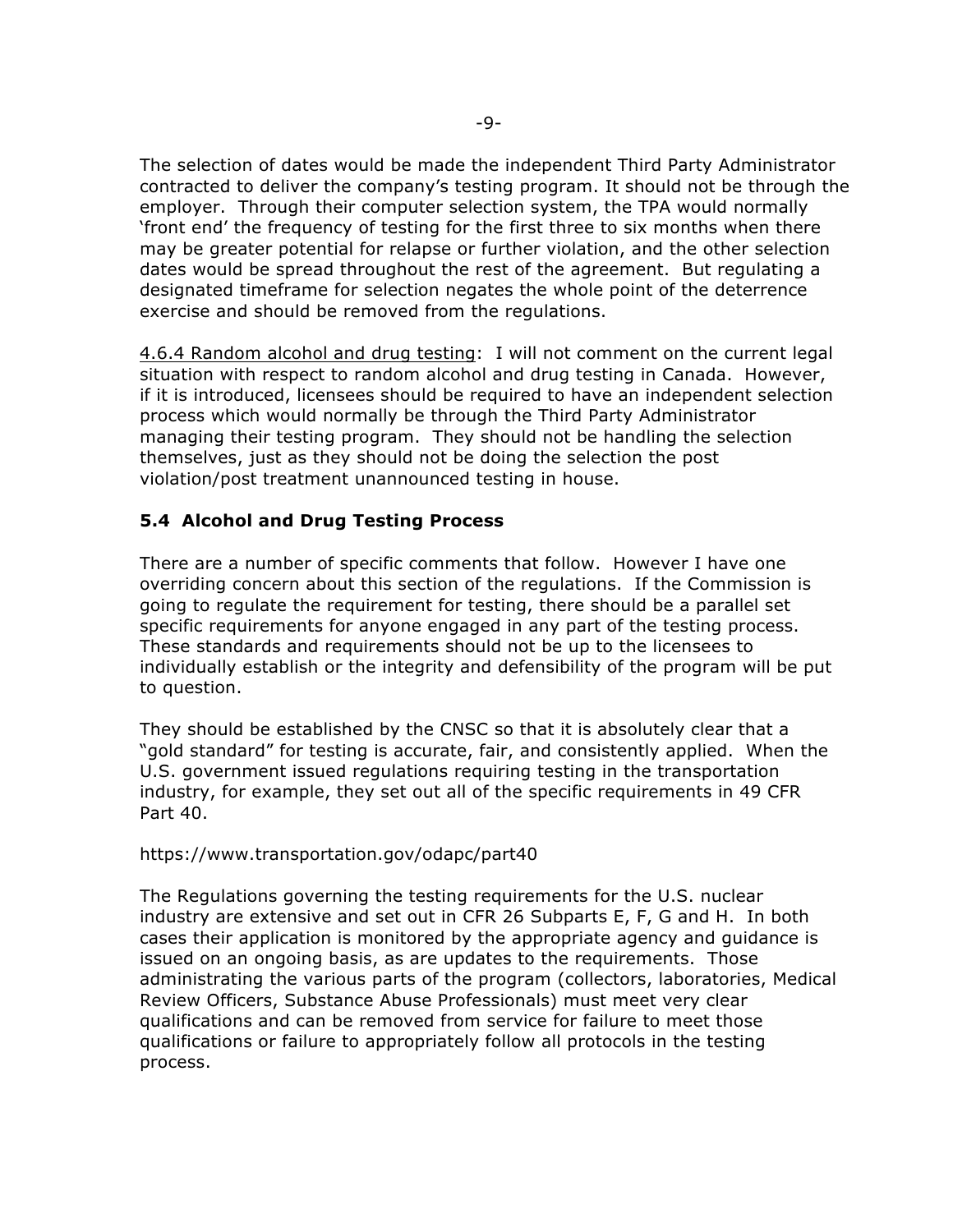The selection of dates would be made the independent Third Party Administrator contracted to deliver the company's testing program. It should not be through the employer. Through their computer selection system, the TPA would normally 'front end' the frequency of testing for the first three to six months when there may be greater potential for relapse or further violation, and the other selection dates would be spread throughout the rest of the agreement. But regulating a designated timeframe for selection negates the whole point of the deterrence exercise and should be removed from the regulations.

4.6.4 Random alcohol and drug testing: I will not comment on the current legal situation with respect to random alcohol and drug testing in Canada. However, if it is introduced, licensees should be required to have an independent selection process which would normally be through the Third Party Administrator managing their testing program. They should not be handling the selection themselves, just as they should not be doing the selection the post violation/post treatment unannounced testing in house.

## 5.4 Alcohol and Drug Testing Process

There are a number of specific comments that follow. However I have one overriding concern about this section of the regulations. If the Commission is going to regulate the requirement for testing, there should be a parallel set specific requirements for anyone engaged in any part of the testing process. These standards and requirements should not be up to the licensees to individually establish or the integrity and defensibility of the program will be put to question.

They should be established by the CNSC so that it is absolutely clear that a "gold standard" for testing is accurate, fair, and consistently applied. When the U.S. government issued regulations requiring testing in the transportation industry, for example, they set out all of the specific requirements in 49 CFR Part 40.

https://www.transportation.gov/odapc/part40

The Regulations governing the testing requirements for the U.S. nuclear industry are extensive and set out in CFR 26 Subparts E, F, G and H. In both cases their application is monitored by the appropriate agency and guidance is issued on an ongoing basis, as are updates to the requirements. Those administrating the various parts of the program (collectors, laboratories, Medical Review Officers, Substance Abuse Professionals) must meet very clear qualifications and can be removed from service for failure to meet those qualifications or failure to appropriately follow all protocols in the testing process.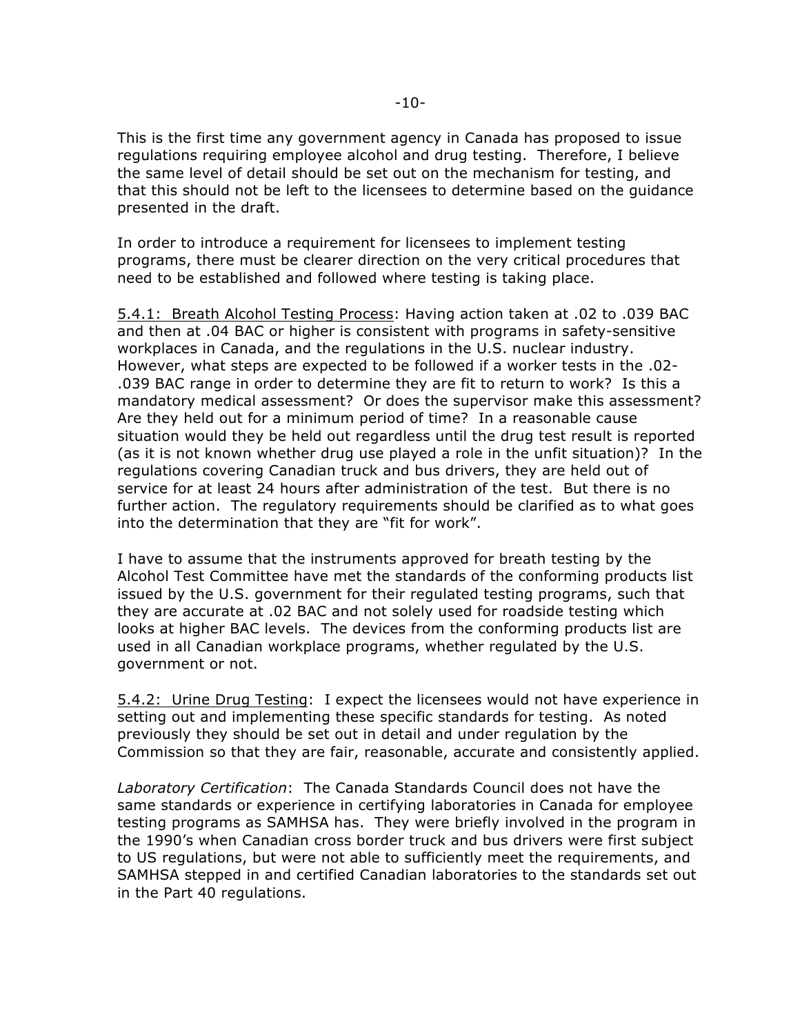This is the first time any government agency in Canada has proposed to issue regulations requiring employee alcohol and drug testing. Therefore, I believe the same level of detail should be set out on the mechanism for testing, and that this should not be left to the licensees to determine based on the guidance presented in the draft.

In order to introduce a requirement for licensees to implement testing programs, there must be clearer direction on the very critical procedures that need to be established and followed where testing is taking place.

5.4.1: Breath Alcohol Testing Process: Having action taken at .02 to .039 BAC and then at .04 BAC or higher is consistent with programs in safety-sensitive workplaces in Canada, and the regulations in the U.S. nuclear industry. However, what steps are expected to be followed if a worker tests in the .02-.039 BAC range in order to determine they are fit to return to work? Is this a mandatory medical assessment? Or does the supervisor make this assessment? Are they held out for a minimum period of time? In a reasonable cause situation would they be held out regardless until the drug test result is reported (as it is not known whether drug use played a role in the unfit situation)? In the regulations covering Canadian truck and bus drivers, they are held out of service for at least 24 hours after administration of the test. But there is no further action. The regulatory requirements should be clarified as to what goes into the determination that they are "fit for work".

I have to assume that the instruments approved for breath testing by the Alcohol Test Committee have met the standards of the conforming products list issued by the U.S. government for their regulated testing programs, such that they are accurate at .02 BAC and not solely used for roadside testing which looks at higher BAC levels. The devices from the conforming products list are used in all Canadian workplace programs, whether regulated by the U.S. government or not.

5.4.2: Urine Drug Testing: I expect the licensees would not have experience in setting out and implementing these specific standards for testing. As noted previously they should be set out in detail and under regulation by the Commission so that they are fair, reasonable, accurate and consistently applied.

*Laboratory Certification*: The Canada Standards Council does not have the same standards or experience in certifying laboratories in Canada for employee testing programs as SAMHSA has. They were briefly involved in the program in the 1990's when Canadian cross border truck and bus drivers were first subject to US regulations, but were not able to sufficiently meet the requirements, and SAMHSA stepped in and certified Canadian laboratories to the standards set out in the Part 40 regulations.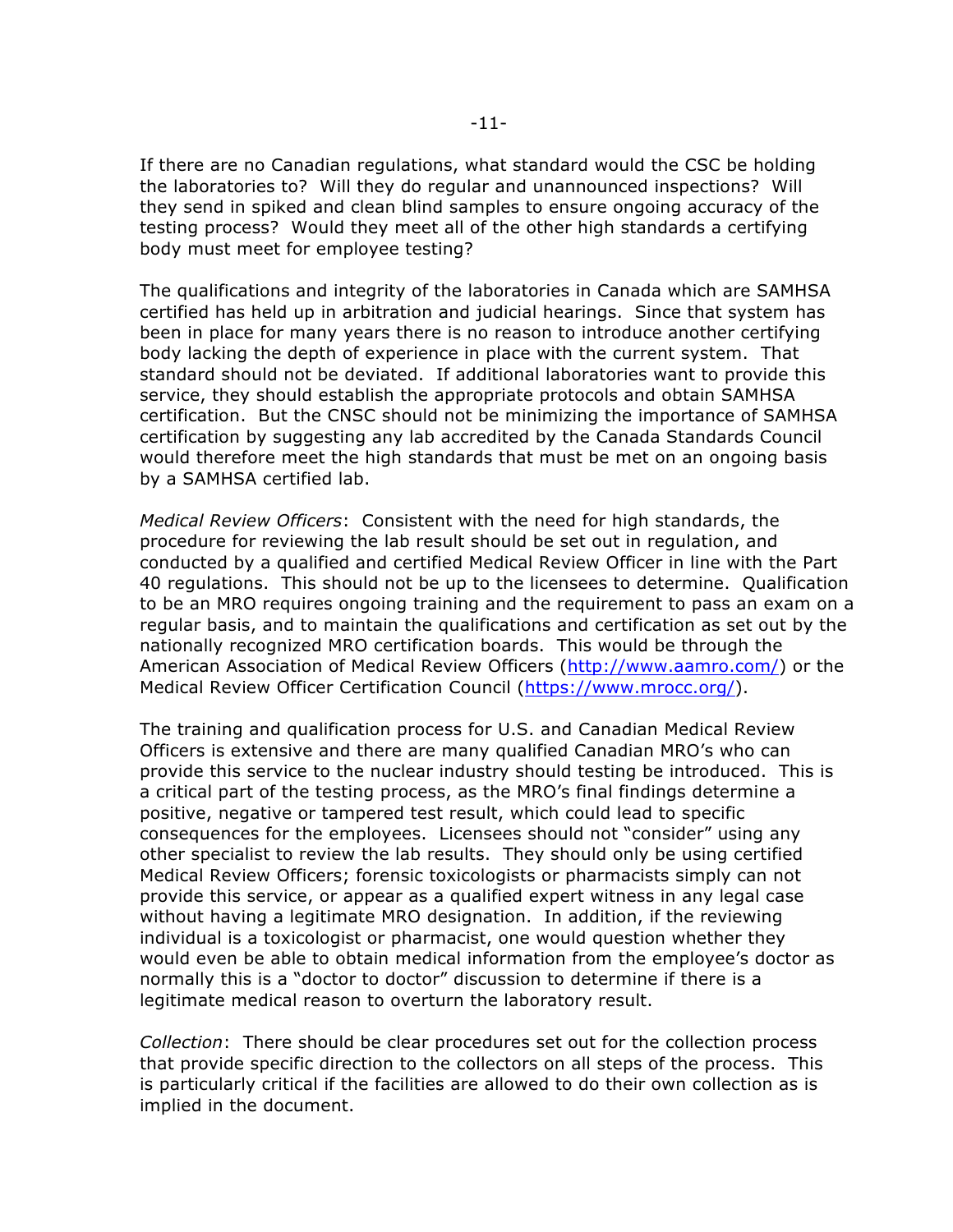If there are no Canadian regulations, what standard would the CSC be holding the laboratories to? Will they do regular and unannounced inspections? Will they send in spiked and clean blind samples to ensure ongoing accuracy of the testing process? Would they meet all of the other high standards a certifying body must meet for employee testing?

The qualifications and integrity of the laboratories in Canada which are SAMHSA certified has held up in arbitration and judicial hearings. Since that system has been in place for many years there is no reason to introduce another certifying body lacking the depth of experience in place with the current system. That standard should not be deviated. If additional laboratories want to provide this service, they should establish the appropriate protocols and obtain SAMHSA certification. But the CNSC should not be minimizing the importance of SAMHSA certification by suggesting any lab accredited by the Canada Standards Council would therefore meet the high standards that must be met on an ongoing basis by a SAMHSA certified lab.

*Medical Review Officers*: Consistent with the need for high standards, the procedure for reviewing the lab result should be set out in regulation, and conducted by a qualified and certified Medical Review Officer in line with the Part 40 regulations. This should not be up to the licensees to determine. Qualification to be an MRO requires ongoing training and the requirement to pass an exam on a regular basis, and to maintain the qualifications and certification as set out by the nationally recognized MRO certification boards. This would be through the American Association of Medical Review Officers (http://www.aamro.com/) or the Medical Review Officer Certification Council (https://www.mrocc.org/).

The training and qualification process for U.S. and Canadian Medical Review Officers is extensive and there are many qualified Canadian MRO's who can provide this service to the nuclear industry should testing be introduced. This is a critical part of the testing process, as the MRO's final findings determine a positive, negative or tampered test result, which could lead to specific consequences for the employees. Licensees should not "consider" using any other specialist to review the lab results. They should only be using certified Medical Review Officers; forensic toxicologists or pharmacists simply can not provide this service, or appear as a qualified expert witness in any legal case without having a legitimate MRO designation. In addition, if the reviewing individual is a toxicologist or pharmacist, one would question whether they would even be able to obtain medical information from the employee's doctor as normally this is a "doctor to doctor" discussion to determine if there is a legitimate medical reason to overturn the laboratory result.

*Collection*: There should be clear procedures set out for the collection process that provide specific direction to the collectors on all steps of the process. This is particularly critical if the facilities are allowed to do their own collection as is implied in the document.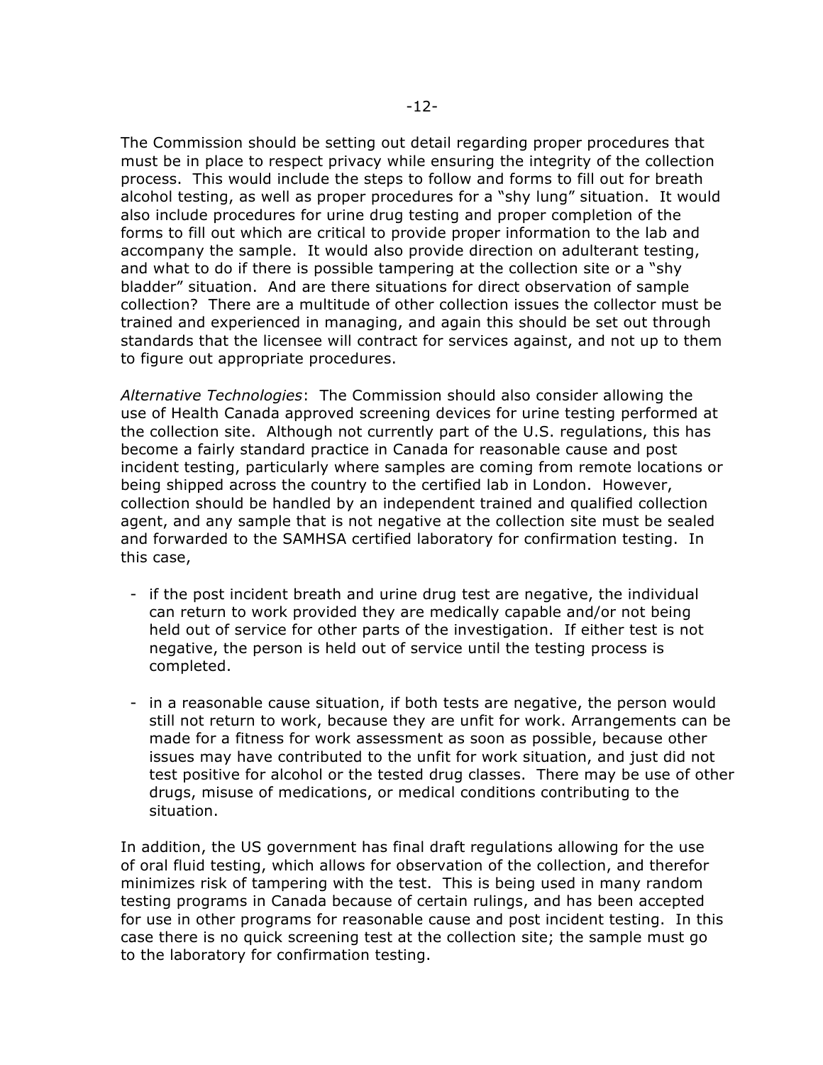The Commission should be setting out detail regarding proper procedures that must be in place to respect privacy while ensuring the integrity of the collection process. This would include the steps to follow and forms to fill out for breath alcohol testing, as well as proper procedures for a "shy lung" situation. It would also include procedures for urine drug testing and proper completion of the forms to fill out which are critical to provide proper information to the lab and accompany the sample. It would also provide direction on adulterant testing, and what to do if there is possible tampering at the collection site or a "shy bladder" situation. And are there situations for direct observation of sample collection? There are a multitude of other collection issues the collector must be trained and experienced in managing, and again this should be set out through standards that the licensee will contract for services against, and not up to them to figure out appropriate procedures.

*Alternative Technologies*: The Commission should also consider allowing the use of Health Canada approved screening devices for urine testing performed at the collection site. Although not currently part of the U.S. regulations, this has become a fairly standard practice in Canada for reasonable cause and post incident testing, particularly where samples are coming from remote locations or being shipped across the country to the certified lab in London. However, collection should be handled by an independent trained and qualified collection agent, and any sample that is not negative at the collection site must be sealed and forwarded to the SAMHSA certified laboratory for confirmation testing. In this case,

- if the post incident breath and urine drug test are negative, the individual can return to work provided they are medically capable and/or not being held out of service for other parts of the investigation. If either test is not negative, the person is held out of service until the testing process is completed.

- in a reasonable cause situation, if both tests are negative, the person would still not return to work, because they are unfit for work. Arrangements can be made for a fitness for work assessment as soon as possible, because other issues may have contributed to the unfit for work situation, and just did not test positive for alcohol or the tested drug classes. There may be use of other drugs, misuse of medications, or medical conditions contributing to the situation.

In addition, the US government has final draft regulations allowing for the use of oral fluid testing, which allows for observation of the collection, and therefor minimizes risk of tampering with the test. This is being used in many random testing programs in Canada because of certain rulings, and has been accepted for use in other programs for reasonable cause and post incident testing. In this case there is no quick screening test at the collection site; the sample must go to the laboratory for confirmation testing.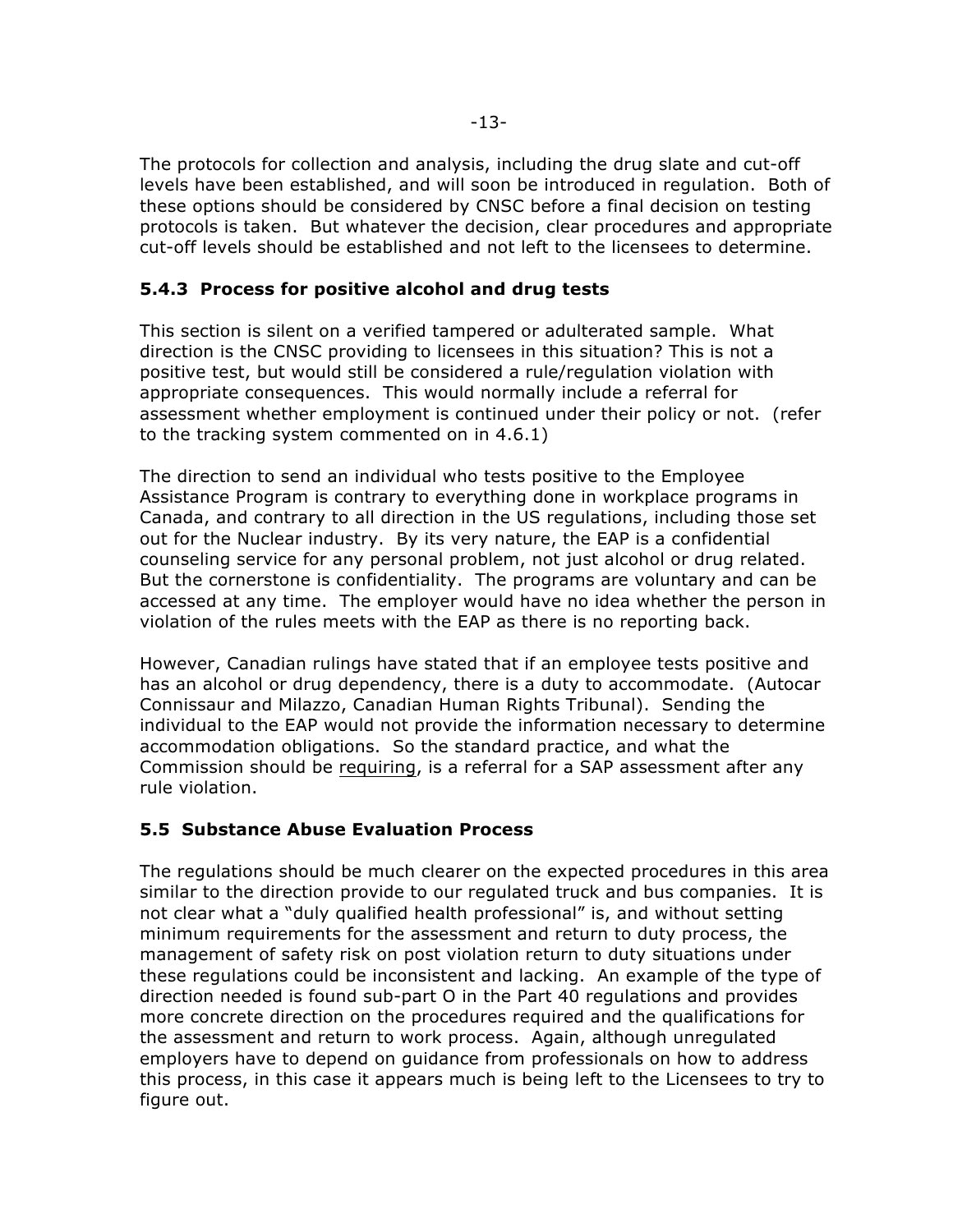The protocols for collection and analysis, including the drug slate and cut-off levels have been established, and will soon be introduced in regulation. Both of these options should be considered by CNSC before a final decision on testing protocols is taken. But whatever the decision, clear procedures and appropriate cut-off levels should be established and not left to the licensees to determine.

### 5.4.3 Process for positive alcohol and drug tests

This section is silent on a verified tampered or adulterated sample. What direction is the CNSC providing to licensees in this situation? This is not a positive test, but would still be considered a rule/regulation violation with appropriate consequences. This would normally include a referral for assessment whether employment is continued under their policy or not. (refer to the tracking system commented on in 4.6.1)

The direction to send an individual who tests positive to the Employee Assistance Program is contrary to everything done in workplace programs in Canada, and contrary to all direction in the US regulations, including those set out for the Nuclear industry. By its very nature, the EAP is a confidential counseling service for any personal problem, not just alcohol or drug related. But the cornerstone is confidentiality. The programs are voluntary and can be accessed at any time. The employer would have no idea whether the person in violation of the rules meets with the EAP as there is no reporting back.

However, Canadian rulings have stated that if an employee tests positive and has an alcohol or drug dependency, there is a duty to accommodate. (Autocar Connissaur and Milazzo, Canadian Human Rights Tribunal). Sending the individual to the EAP would not provide the information necessary to determine accommodation obligations. So the standard practice, and what the Commission should be <u>requiring</u>, is a referral for a SAP assessment after any rule violation.

### 5.5 Substance Abuse Evaluation Process

The regulations should be much clearer on the expected procedures in this area similar to the direction provide to our regulated truck and bus companies. It is not clear what a "duly qualified health professional" is, and without setting minimum requirements for the assessment and return to duty process, the management of safety risk on post violation return to duty situations under these regulations could be inconsistent and lacking. An example of the type of direction needed is found sub-part O in the Part 40 regulations and provides more concrete direction on the procedures required and the qualifications for the assessment and return to work process. Again, although unregulated employers have to depend on guidance from professionals on how to address this process, in this case it appears much is being left to the Licensees to try to figure out.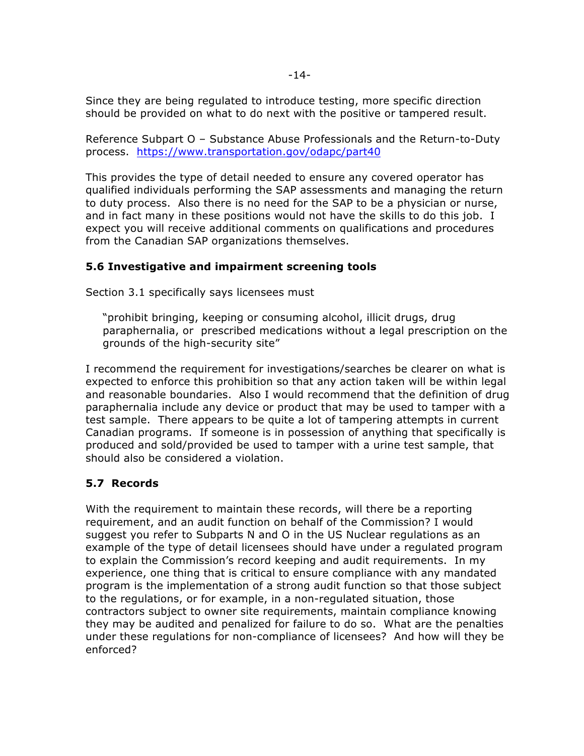Since they are being regulated to introduce testing, more specific direction should be provided on what to do next with the positive or tampered result.

Reference Subpart O – Substance Abuse Professionals and the Return-to-Duty process. https://www.transportation.gov/odapc/part40

This provides the type of detail needed to ensure any covered operator has qualified individuals performing the SAP assessments and managing the return to duty process. Also there is no need for the SAP to be a physician or nurse, and in fact many in these positions would not have the skills to do this job. I expect you will receive additional comments on qualifications and procedures from the Canadian SAP organizations themselves.

### 5.6 Investigative and impairment screening tools

Section 3.1 specifically says licensees must

> "prohibit bringing, keeping or consuming alcohol, illicit drugs, drug paraphernalia, or prescribed medications without a legal prescription on the grounds of the high-security site"

I recommend the requirement for investigations/searches be clearer on what is expected to enforce this prohibition so that any action taken will be within legal and reasonable boundaries. Also I would recommend that the definition of drug paraphernalia include any device or product that may be used to tamper with a test sample. There appears to be quite a lot of tampering attempts in current Canadian programs. If someone is in possession of anything that specifically is produced and sold/provided be used to tamper with a urine test sample, that should also be considered a violation.

### 5.7 Records

With the requirement to maintain these records, will there be a reporting requirement, and an audit function on behalf of the Commission? I would suggest you refer to Subparts N and O in the US Nuclear regulations as an example of the type of detail licensees should have under a regulated program to explain the Commission's record keeping and audit requirements. In my experience, one thing that is critical to ensure compliance with any mandated program is the implementation of a strong audit function so that those subject to the regulations, or for example, in a non-regulated situation, those contractors subject to owner site requirements, maintain compliance knowing they may be audited and penalized for failure to do so. What are the penalties under these regulations for non-compliance of licensees? And how will they be enforced?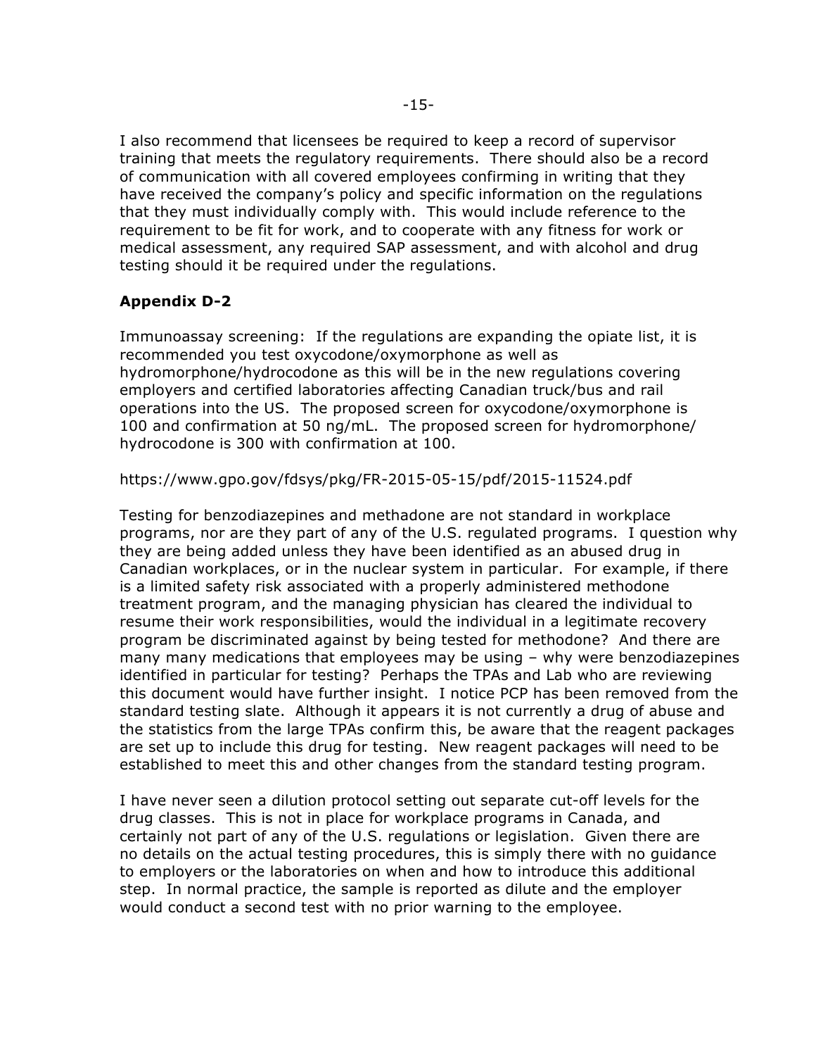I also recommend that licensees be required to keep a record of supervisor training that meets the regulatory requirements. There should also be a record of communication with all covered employees confirming in writing that they have received the company's policy and specific information on the regulations that they must individually comply with. This would include reference to the requirement to be fit for work, and to cooperate with any fitness for work or medical assessment, any required SAP assessment, and with alcohol and drug testing should it be required under the regulations.

**Appendix D-2**

Immunoassay screening: If the regulations are expanding the opiate list, it is recommended you test oxycodone/oxymorphone as well as hydromorphone/hydrocodone as this will be in the new regulations covering employers and certified laboratories affecting Canadian truck/bus and rail operations into the US. The proposed screen for oxycodone/oxymorphone is 100 and confirmation at 50 ng/mL. The proposed screen for hydromorphone/hydrocodone is 300 with confirmation at 100.

https://www.gpo.gov/fdsys/pkg/FR-2015-05-15/pdf/2015-11524.pdf

Testing for benzodiazepines and methadone are not standard in workplace programs, nor are they part of any of the U.S. regulated programs. I question why they are being added unless they have been identified as an abused drug in Canadian workplaces, or in the nuclear system in particular. For example, if there is a limited safety risk associated with a properly administered methodone treatment program, and the managing physician has cleared the individual to resume their work responsibilities, would the individual in a legitimate recovery program be discriminated against by being tested for methodone? And there are many many medications that employees may be using – why were benzodiazepines identified in particular for testing? Perhaps the TPAs and Lab who are reviewing this document would have further insight. I notice PCP has been removed from the standard testing slate. Although it appears it is not currently a drug of abuse and the statistics from the large TPAs confirm this, be aware that the reagent packages are set up to include this drug for testing. New reagent packages will need to be established to meet this and other changes from the standard testing program.

I have never seen a dilution protocol setting out separate cut-off levels for the drug classes. This is not in place for workplace programs in Canada, and certainly not part of any of the U.S. regulations or legislation. Given there are no details on the actual testing procedures, this is simply there with no guidance to employers or the laboratories on when and how to introduce this additional step. In normal practice, the sample is reported as dilute and the employer would conduct a second test with no prior warning to the employee.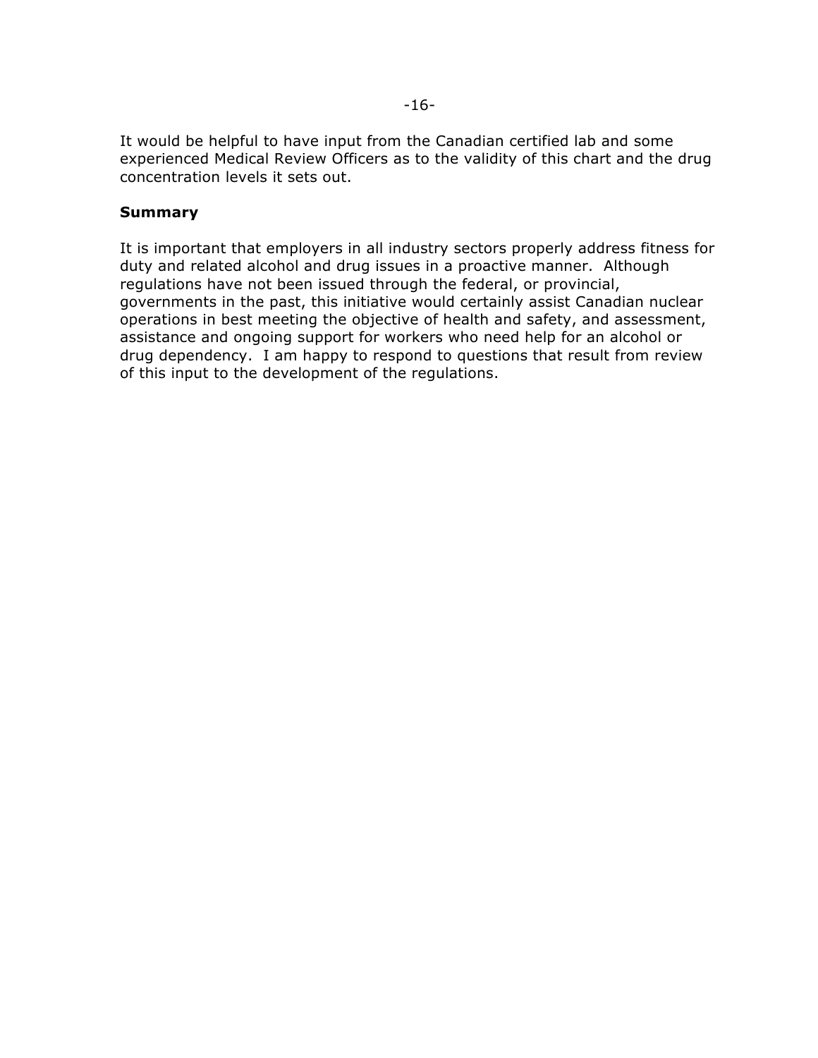It would be helpful to have input from the Canadian certified lab and some experienced Medical Review Officers as to the validity of this chart and the drug concentration levels it sets out.

**Summary**

It is important that employers in all industry sectors properly address fitness for duty and related alcohol and drug issues in a proactive manner. Although regulations have not been issued through the federal, or provincial, governments in the past, this initiative would certainly assist Canadian nuclear operations in best meeting the objective of health and safety, and assessment, assistance and ongoing support for workers who need help for an alcohol or drug dependency. I am happy to respond to questions that result from review of this input to the development of the regulations.